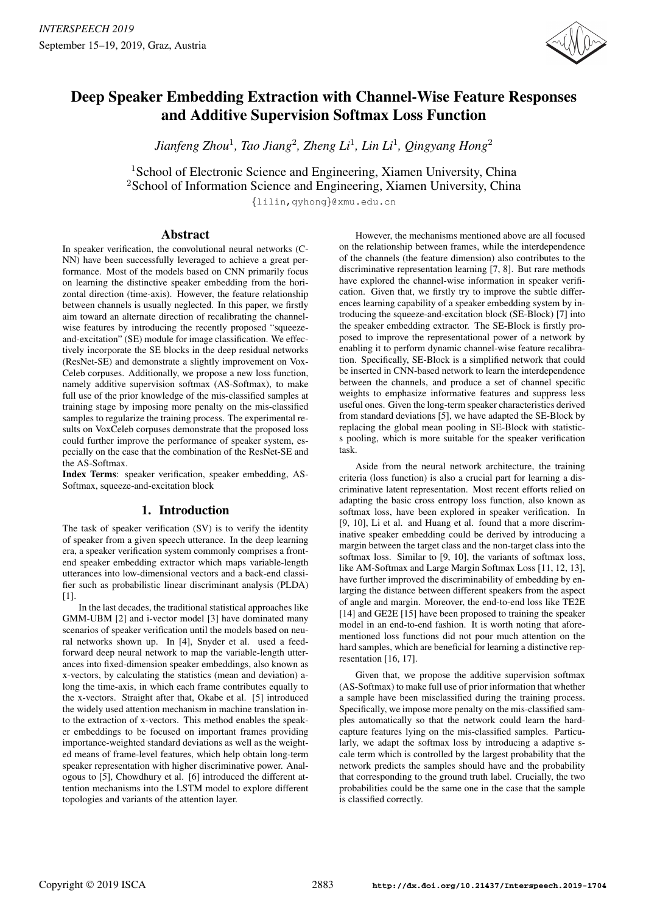# Deep Speaker Embedding Extraction with Channel-Wise Feature Responses and Additive Supervision Softmax Loss Function

*Jianfeng Zhou*[1], *Tao Jiang*[2], *Zheng Li*[1], *Lin Li*[1], *Qingyang Hong*[2]

[1]School of Electronic Science and Engineering, Xiamen University, China
[2]School of Information Science and Engineering, Xiamen University, China

{lilin,qyhong}@xmu.edu.cn

## Abstract

In speaker verification, the convolutional neural networks (C-NN) have been successfully leveraged to achieve a great performance. Most of the models based on CNN primarily focus on learning the distinctive speaker embedding from the horizontal direction (time-axis). However, the feature relationship between channels is usually neglected. In this paper, we firstly aim toward an alternate direction of recalibrating the channel-wise features by introducing the recently proposed "squeeze-and-excitation" (SE) module for image classification. We effectively incorporate the SE blocks in the deep residual networks (ResNet-SE) and demonstrate a slightly improvement on Vox-Celeb corpuses. Additionally, we propose a new loss function, namely additive supervision softmax (AS-Softmax), to make full use of the prior knowledge of the mis-classified samples at training stage by imposing more penalty on the mis-classified samples to regularize the training process. The experimental results on VoxCeleb corpuses demonstrate that the proposed loss could further improve the performance of speaker system, especially on the case that the combination of the ResNet-SE and the AS-Softmax.

**Index Terms**: speaker verification, speaker embedding, AS-Softmax, squeeze-and-excitation block

## 1. Introduction

The task of speaker verification (SV) is to verify the identity of speaker from a given speech utterance. In the deep learning era, a speaker verification system commonly comprises a front-end speaker embedding extractor which maps variable-length utterances into low-dimensional vectors and a back-end classifier such as probabilistic linear discriminant analysis (PLDA) [1].

In the last decades, the traditional statistical approaches like GMM-UBM [2] and i-vector model [3] have dominated many scenarios of speaker verification until the models based on neural networks shown up. In [4], Snyder et al. used a feed-forward deep neural network to map the variable-length utterances into fixed-dimension speaker embeddings, also known as x-vectors, by calculating the statistics (mean and deviation) along the time-axis, in which each frame contributes equally to the x-vectors. Straight after that, Okabe et al. [5] introduced the widely used attention mechanism in machine translation into the extraction of x-vectors. This method enables the speaker embeddings to be focused on important frames providing importance-weighted standard deviations as well as the weighted means of frame-level features, which help obtain long-term speaker representation with higher discriminative power. Analogous to [5], Chowdhury et al. [6] introduced the different attention mechanisms into the LSTM model to explore different topologies and variants of the attention layer.

However, the mechanisms mentioned above are all focused on the relationship between frames, while the interdependence of the channels (the feature dimension) also contributes to the discriminative representation learning [7, 8]. But rare methods have explored the channel-wise information in speaker verification. Given that, we firstly try to improve the subtle differences learning capability of a speaker embedding system by introducing the squeeze-and-excitation block (SE-Block) [7] into the speaker embedding extractor. The SE-Block is firstly proposed to improve the representational power of a network by enabling it to perform dynamic channel-wise feature recalibration. Specifically, SE-Block is a simplified network that could be inserted in CNN-based network to learn the interdependence between the channels, and produce a set of channel specific weights to emphasize informative features and suppress less useful ones. Given the long-term speaker characteristics derived from standard deviations [5], we have adapted the SE-Block by replacing the global mean pooling in SE-Block with statistics pooling, which is more suitable for the speaker verification task.

Aside from the neural network architecture, the training criteria (loss function) is also a crucial part for learning a discriminative latent representation. Most recent efforts relied on adapting the basic cross entropy loss function, also known as softmax loss, have been explored in speaker verification. In [9, 10], Li et al. and Huang et al. found that a more discriminative speaker embedding could be derived by introducing a margin between the target class and the non-target class into the softmax loss. Similar to [9, 10], the variants of softmax loss, like AM-Softmax and Large Margin Softmax Loss [11, 12, 13], have further improved the discriminability of embedding by enlarging the distance between different speakers from the aspect of angle and margin. Moreover, the end-to-end loss like TE2E [14] and GE2E [15] have been proposed to training the speaker model in an end-to-end fashion. It is worth noting that aforementioned loss functions did not pour much attention on the hard samples, which are beneficial for learning a distinctive representation [16, 17].

Given that, we propose the additive supervision softmax (AS-Softmax) to make full use of prior information that whether a sample have been misclassified during the training process. Specifically, we impose more penalty on the mis-classified samples automatically so that the network could learn the hard-capture features lying on the mis-classified samples. Particularly, we adapt the softmax loss by introducing a adaptive scale term which is controlled by the largest probability that the network predicts the samples should have and the probability that corresponding to the ground truth label. Crucially, the two probabilities could be the same one in the case that the sample is classified correctly.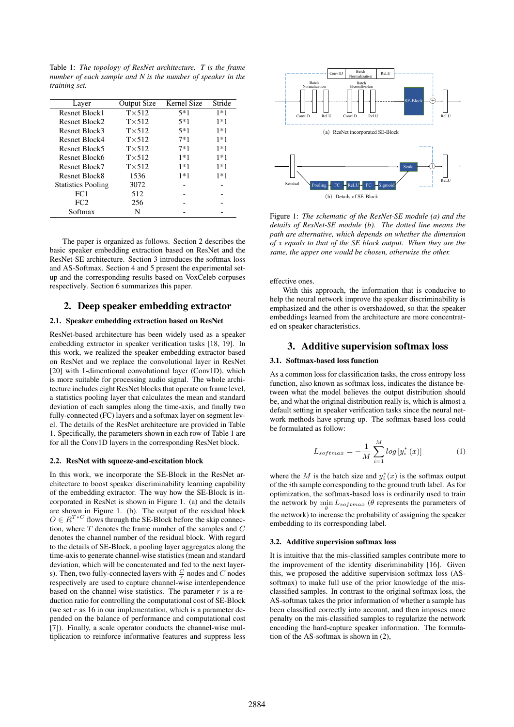Table 1: *The topology of ResNet architecture. T is the frame number of each sample and N is the number of speaker in the training set.*

| Layer | Output Size | Kernel Size | Stride |
|---|---|---|---|
| Resnet Block1 | T×512 | 5*1 | 1*1 |
| Resnet Block2 | T×512 | 5*1 | 1*1 |
| Resnet Block3 | T×512 | 5*1 | 1*1 |
| Resnet Block4 | T×512 | 7*1 | 1*1 |
| Resnet Block5 | T×512 | 7*1 | 1*1 |
| Resnet Block6 | T×512 | 1*1 | 1*1 |
| Resnet Block7 | T×512 | 1*1 | 1*1 |
| Resnet Block8 | 1536 | 1*1 | 1*1 |
| Statistics Pooling | 3072 | - | - |
| FC1 | 512 | - | - |
| FC2 | 256 | - | - |
| Softmax | N | - | - |

The paper is organized as follows. Section 2 describes the basic speaker embedding extraction based on ResNet and the ResNet-SE architecture. Section 3 introduces the softmax loss and AS-Softmax. Section 4 and 5 present the experimental setup and the corresponding results based on VoxCeleb corpuses respectively. Section 6 summarizes this paper.

## 2. Deep speaker embedding extractor

### 2.1. Speaker embedding extraction based on ResNet

ResNet-based architecture has been widely used as a speaker embedding extractor in speaker verification tasks [18, 19]. In this work, we realized the speaker embedding extractor based on ResNet and we replace the convolutional layer in ResNet [20] with 1-dimentional convolutional layer (Conv1D), which is more suitable for processing audio signal. The whole architecture includes eight ResNet blocks that operate on frame level, a statistics pooling layer that calculates the mean and standard deviation of each samples along the time-axis, and finally two fully-connected (FC) layers and a softmax layer on segment level. The details of the ResNet architecture are provided in Table 1. Specifically, the parameters shown in each row of Table 1 are for all the Conv1D layers in the corresponding ResNet block.

### 2.2. ResNet with squeeze-and-excitation block

In this work, we incorporate the SE-Block in the ResNet architecture to boost speaker discriminability learning capability of the embedding extractor. The way how the SE-Block is incorporated in ResNet is shown in Figure 1. (a) and the details are shown in Figure 1. (b). The output of the residual block $O \in R^{T*C}$ flows through the SE-Block before the skip connection, where $T$ denotes the frame number of the samples and $C$ denotes the channel number of the residual block. With regard to the details of SE-Block, a pooling layer aggregates along the time-axis to generate channel-wise statistics (mean and standard deviation, which will be concatenated and fed to the next layers). Then, two fully-connected layers with $\frac{C}{r}$ nodes and $C$ nodes respectively are used to capture channel-wise interdependence based on the channel-wise statistics. The parameter $r$ is a reduction ratio for controlling the computational cost of SE-Block (we set $r$ as 16 in our implementation, which is a parameter depended on the balance of performance and computational cost [7]). Finally, a scale operator conducts the channel-wise multiplication to reinforce informative features and suppress less effective ones.

Figure 1: *The schematic of the ResNet-SE module (a) and the details of ResNet-SE module (b). The dotted line means the path are alternative, which depends on whether the dimension of x equals to that of the SE block output. When they are the same, the upper one would be chosen, otherwise the other.*

With this approach, the information that is conducive to help the neural network improve the speaker discriminability is emphasized and the other is overshadowed, so that the speaker embeddings learned from the architecture are more concentrated on speaker characteristics.

## 3. Additive supervision softmax loss

### 3.1. Softmax-based loss function

As a common loss for classification tasks, the cross entropy loss function, also known as softmax loss, indicates the distance between what the model believes the output distribution should be, and what the original distribution really is, which is almost a default setting in speaker verification tasks since the neural network methods have sprung up. The softmax-based loss could be formulated as follow:

$$L_{softmax} = -\frac{1}{M}\sum_{i=1}^{M} log\left[y_i^*(x)\right] \tag{1}$$

where the $M$ is the batch size and $y_i^*(x)$ is the softmax output of the $i$th sample corresponding to the ground truth label. As for optimization, the softmax-based loss is ordinarily used to train the network by $\min_{\theta} L_{softmax}$ ($\theta$ represents the parameters of the network) to increase the probability of assigning the speaker embedding to its corresponding label.

### 3.2. Additive supervision softmax loss

It is intuitive that the mis-classified samples contribute more to the improvement of the identity discriminability [16]. Given this, we proposed the additive supervision softmax loss (AS-softmax) to make full use of the prior knowledge of the mis-classified samples. In contrast to the original softmax loss, the AS-softmax takes the prior information of whether a sample has been classified correctly into account, and then imposes more penalty on the mis-classified samples to regularize the network encoding the hard-capture speaker information. The formulation of the AS-softmax is shown in (2),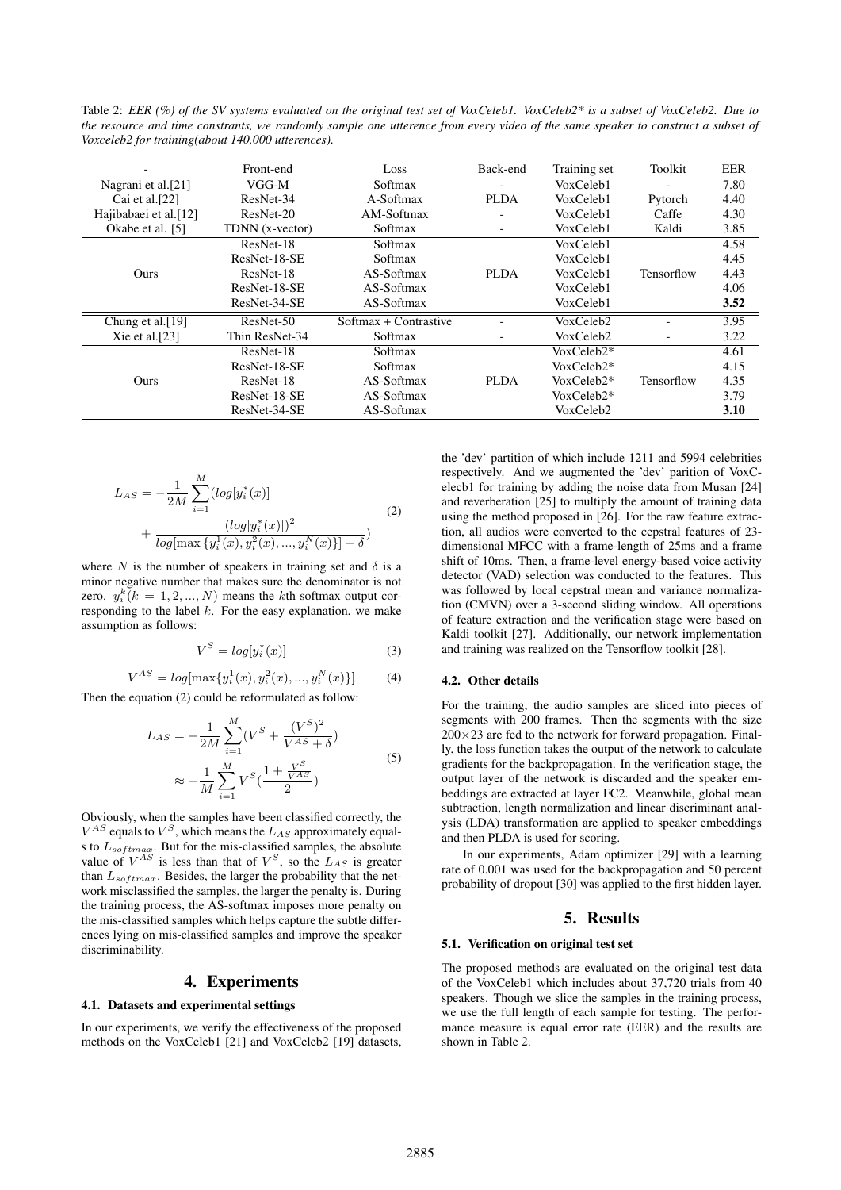Table 2: *EER (%) of the SV systems evaluated on the original test set of VoxCeleb1. VoxCeleb2\* is a subset of VoxCeleb2. Due to the resource and time constraints, we randomly sample one utterence from every video of the same speaker to construct a subset of Voxceleb2 for training(about 140,000 utterences).*

| - | Front-end | Loss | Back-end | Training set | Toolkit | EER |
|---|---|---|---|---|---|---|
| Nagrani et al.[21] | VGG-M | Softmax | - | VoxCeleb1 | - | 7.80 |
| Cai et al.[22] | ResNet-34 | A-Softmax | PLDA | VoxCeleb1 | Pytorch | 4.40 |
| Hajibabaei et al.[12] | ResNet-20 | AM-Softmax | - | VoxCeleb1 | Caffe | 4.30 |
| Okabe et al. [5] | TDNN (x-vector) | Softmax | - | VoxCeleb1 | Kaldi | 3.85 |
| Ours | ResNet-18 | Softmax | PLDA | VoxCeleb1 | Tensorflow | 4.58 |
| | ResNet-18-SE | Softmax | | VoxCeleb1 | | 4.45 |
| | ResNet-18 | AS-Softmax | | VoxCeleb1 | | 4.43 |
| | ResNet-18-SE | AS-Softmax | | VoxCeleb1 | | 4.06 |
| | ResNet-34-SE | AS-Softmax | | VoxCeleb1 | | **3.52** |
| Chung et al.[19] | ResNet-50 | Softmax + Contrastive | - | VoxCeleb2 | - | 3.95 |
| Xie et al.[23] | Thin ResNet-34 | Softmax | - | VoxCeleb2 | - | 3.22 |
| Ours | ResNet-18 | Softmax | PLDA | VoxCeleb2* | Tensorflow | 4.61 |
| | ResNet-18-SE | Softmax | | VoxCeleb2* | | 4.15 |
| | ResNet-18 | AS-Softmax | | VoxCeleb2* | | 4.35 |
| | ResNet-18-SE | AS-Softmax | | VoxCeleb2* | | 3.79 |
| | ResNet-34-SE | AS-Softmax | | VoxCeleb2 | | **3.10** |

$$L_{AS} = -\frac{1}{2M}\sum_{i=1}^{M}(log[y_i^*(x)] + \frac{(log[y_i^*(x)])^2}{log[\max\{y_i^1(x), y_i^2(x), ..., y_i^N(x)\}] + \delta}) \tag{2}$$

where $N$ is the number of speakers in training set and $\delta$ is a minor negative number that makes sure the denominator is not zero. $y_i^k(k = 1, 2, ..., N)$ means the $k$th softmax output corresponding to the label $k$. For the easy explanation, we make assumption as follows:

$$V^S = log[y_i^*(x)] \tag{3}$$

$$V^{AS} = log[\max\{y_i^1(x), y_i^2(x), ..., y_i^N(x)\}] \tag{4}$$

Then the equation (2) could be reformulated as follow:

$$\begin{aligned} L_{AS} &= -\frac{1}{2M}\sum_{i=1}^{M}(V^S + \frac{(V^S)^2}{V^{AS} + \delta}) \\ &\approx -\frac{1}{M}\sum_{i=1}^{M}V^S(\frac{1 + \frac{V^S}{V^{AS}}}{2}) \end{aligned} \tag{5}$$

Obviously, when the samples have been classified correctly, the $V^{AS}$ equals to $V^S$, which means the $L_{AS}$ approximately equals to $L_{softmax}$. But for the mis-classified samples, the absolute value of $V^{AS}$ is less than that of $V^S$, so the $L_{AS}$ is greater than $L_{softmax}$. Besides, the larger the probability that the network misclassified the samples, the larger the penalty is. During the training process, the AS-softmax imposes more penalty on the mis-classified samples which helps capture the subtle differences lying on mis-classified samples and improve the speaker discriminability.

## 4. Experiments

### 4.1. Datasets and experimental settings

In our experiments, we verify the effectiveness of the proposed methods on the VoxCeleb1 [21] and VoxCeleb2 [19] datasets, the 'dev' partition of which include 1211 and 5994 celebrities respectively. And we augmented the 'dev' partition of VoxCelecb1 for training by adding the noise data from Musan [24] and reverberation [25] to multiply the amount of training data using the method proposed in [26]. For the raw feature extraction, all audios were converted to the cepstral features of 23-dimensional MFCC with a frame-length of 25ms and a frame shift of 10ms. Then, a frame-level energy-based voice activity detector (VAD) selection was conducted to the features. This was followed by local cepstral mean and variance normalization (CMVN) over a 3-second sliding window. All operations of feature extraction and the verification stage were based on Kaldi toolkit [27]. Additionally, our network implementation and training was realized on the Tensorflow toolkit [28].

### 4.2. Other details

For the training, the audio samples are sliced into pieces of segments with 200 frames. Then the segments with the size $200\times23$ are fed to the network for forward propagation. Finally, the loss function takes the output of the network to calculate gradients for the backpropagation. In the verification stage, the output layer of the network is discarded and the speaker embeddings are extracted at layer FC2. Meanwhile, global mean subtraction, length normalization and linear discriminant analysis (LDA) transformation are applied to speaker embeddings and then PLDA is used for scoring.

In our experiments, Adam optimizer [29] with a learning rate of 0.001 was used for the backpropagation and 50 percent probability of dropout [30] was applied to the first hidden layer.

## 5. Results

### 5.1. Verification on original test set

The proposed methods are evaluated on the original test data of the VoxCeleb1 which includes about 37,720 trials from 40 speakers. Though we slice the samples in the training process, we use the full length of each sample for testing. The performance measure is equal error rate (EER) and the results are shown in Table 2.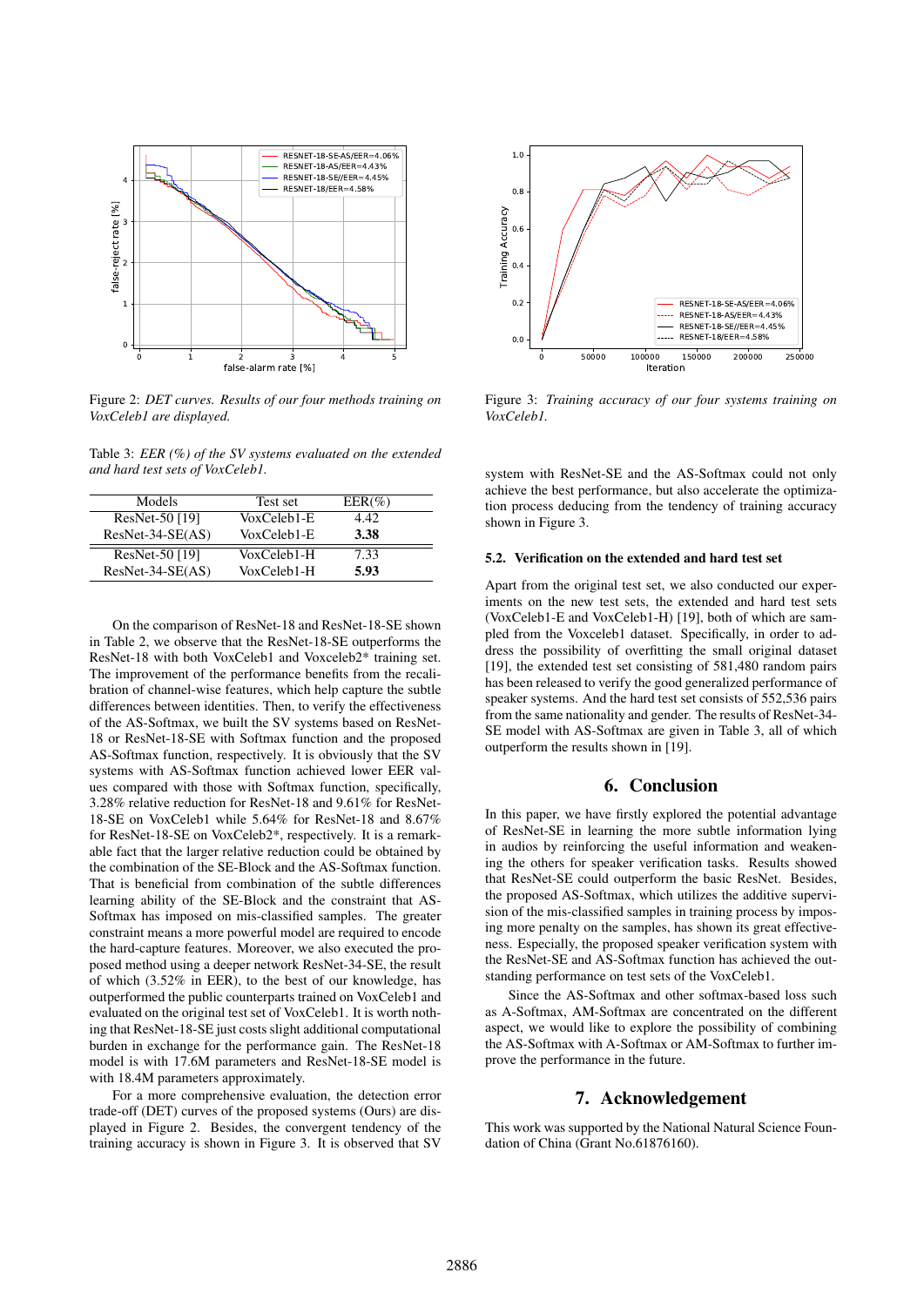Figure 2: *DET curves. Results of our four methods training on VoxCeleb1 are displayed.*

Figure 3: *Training accuracy of our four systems training on VoxCeleb1.*

Table 3: *EER (%) of the SV systems evaluated on the extended and hard test sets of VoxCeleb1.*

| Models | Test set | EER(%) |
|---|---|---|
| ResNet-50 [19] | VoxCeleb1-E | 4.42 |
| ResNet-34-SE(AS) | VoxCeleb1-E | **3.38** |
| ResNet-50 [19] | VoxCeleb1-H | 7.33 |
| ResNet-34-SE(AS) | VoxCeleb1-H | **5.93** |

On the comparison of ResNet-18 and ResNet-18-SE shown in Table 2, we observe that the ResNet-18-SE outperforms the ResNet-18 with both VoxCeleb1 and Voxceleb2* training set. The improvement of the performance benefits from the recalibration of channel-wise features, which help capture the subtle differences between identities. Then, to verify the effectiveness of the AS-Softmax, we built the SV systems based on ResNet-18 or ResNet-18-SE with Softmax function and the proposed AS-Softmax function, respectively. It is obviously that the SV systems with AS-Softmax function achieved lower EER values compared with those with Softmax function, specifically, 3.28% relative reduction for ResNet-18 and 9.61% for ResNet-18-SE on VoxCeleb1 while 5.64% for ResNet-18 and 8.67% for ResNet-18-SE on VoxCeleb2*, respectively. It is a remarkable fact that the larger relative reduction could be obtained by the combination of the SE-Block and the AS-Softmax function. That is beneficial from combination of the subtle differences learning ability of the SE-Block and the constraint that AS-Softmax has imposed on mis-classified samples. The greater constraint means a more powerful model are required to encode the hard-capture features. Moreover, we also executed the proposed method using a deeper network ResNet-34-SE, the result of which (3.52% in EER), to the best of our knowledge, has outperformed the public counterparts trained on VoxCeleb1 and evaluated on the original test set of VoxCeleb1. It is worth nothing that ResNet-18-SE just costs slight additional computational burden in exchange for the performance gain. The ResNet-18 model is with 17.6M parameters and ResNet-18-SE model is with 18.4M parameters approximately.

For a more comprehensive evaluation, the detection error trade-off (DET) curves of the proposed systems (Ours) are displayed in Figure 2. Besides, the convergent tendency of the training accuracy is shown in Figure 3. It is observed that SV system with ResNet-SE and the AS-Softmax could not only achieve the best performance, but also accelerate the optimization process deducing from the tendency of training accuracy shown in Figure 3.

### 5.2. Verification on the extended and hard test set

Apart from the original test set, we also conducted our experiments on the new test sets, the extended and hard test sets (VoxCeleb1-E and VoxCeleb1-H) [19], both of which are sampled from the Voxceleb1 dataset. Specifically, in order to address the possibility of overfitting the small original dataset [19], the extended test set consisting of 581,480 random pairs has been released to verify the good generalized performance of speaker systems. And the hard test set consists of 552,536 pairs from the same nationality and gender. The results of ResNet-34-SE model with AS-Softmax are given in Table 3, all of which outperform the results shown in [19].

## 6. Conclusion

In this paper, we have firstly explored the potential advantage of ResNet-SE in learning the more subtle information lying in audios by reinforcing the useful information and weakening the others for speaker verification tasks. Results showed that ResNet-SE could outperform the basic ResNet. Besides, the proposed AS-Softmax, which utilizes the additive supervision of the mis-classified samples in training process by imposing more penalty on the samples, has shown its great effectiveness. Especially, the proposed speaker verification system with the ResNet-SE and AS-Softmax function has achieved the outstanding performance on test sets of the VoxCeleb1.

Since the AS-Softmax and other softmax-based loss such as A-Softmax, AM-Softmax are concentrated on the different aspect, we would like to explore the possibility of combining the AS-Softmax with A-Softmax or AM-Softmax to further improve the performance in the future.

## 7. Acknowledgement

This work was supported by the National Natural Science Foundation of China (Grant No.61876160).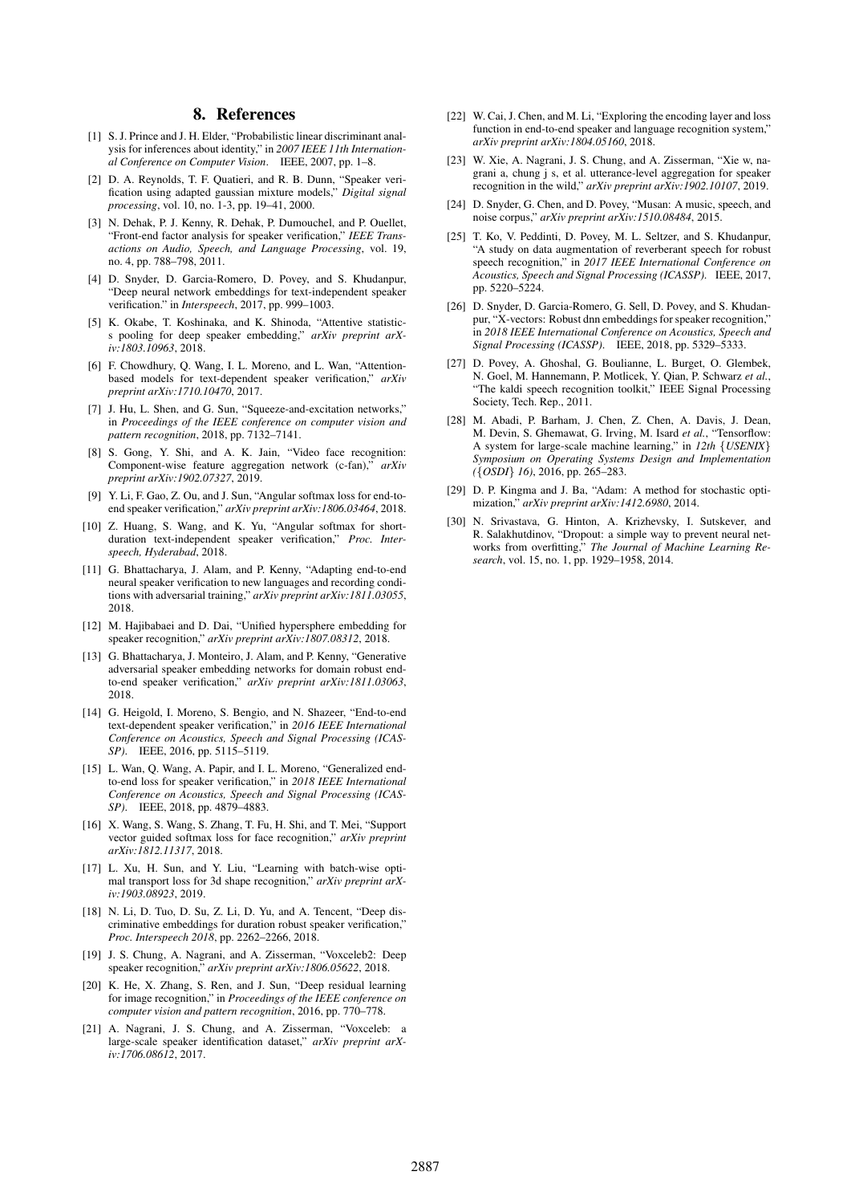## 8. References

[1] S. J. Prince and J. H. Elder, "Probabilistic linear discriminant analysis for inferences about identity," in *2007 IEEE 11th International Conference on Computer Vision*. IEEE, 2007, pp. 1–8.

[2] D. A. Reynolds, T. F. Quatieri, and R. B. Dunn, "Speaker verification using adapted gaussian mixture models," *Digital signal processing*, vol. 10, no. 1-3, pp. 19–41, 2000.

[3] N. Dehak, P. J. Kenny, R. Dehak, P. Dumouchel, and P. Ouellet, "Front-end factor analysis for speaker verification," *IEEE Transactions on Audio, Speech, and Language Processing*, vol. 19, no. 4, pp. 788–798, 2011.

[4] D. Snyder, D. Garcia-Romero, D. Povey, and S. Khudanpur, "Deep neural network embeddings for text-independent speaker verification." in *Interspeech*, 2017, pp. 999–1003.

[5] K. Okabe, T. Koshinaka, and K. Shinoda, "Attentive statistics pooling for deep speaker embedding," *arXiv preprint arXiv:1803.10963*, 2018.

[6] F. Chowdhury, Q. Wang, I. L. Moreno, and L. Wan, "Attention-based models for text-dependent speaker verification," *arXiv preprint arXiv:1710.10470*, 2017.

[7] J. Hu, L. Shen, and G. Sun, "Squeeze-and-excitation networks," in *Proceedings of the IEEE conference on computer vision and pattern recognition*, 2018, pp. 7132–7141.

[8] S. Gong, Y. Shi, and A. K. Jain, "Video face recognition: Component-wise feature aggregation network (c-fan)," *arXiv preprint arXiv:1902.07327*, 2019.

[9] Y. Li, F. Gao, Z. Ou, and J. Sun, "Angular softmax loss for end-to-end speaker verification," *arXiv preprint arXiv:1806.03464*, 2018.

[10] Z. Huang, S. Wang, and K. Yu, "Angular softmax for short-duration text-independent speaker verification," *Proc. Interspeech, Hyderabad*, 2018.

[11] G. Bhattacharya, J. Alam, and P. Kenny, "Adapting end-to-end neural speaker verification to new languages and recording conditions with adversarial training," *arXiv preprint arXiv:1811.03055*, 2018.

[12] M. Hajibabaei and D. Dai, "Unified hypersphere embedding for speaker recognition," *arXiv preprint arXiv:1807.08312*, 2018.

[13] G. Bhattacharya, J. Monteiro, J. Alam, and P. Kenny, "Generative adversarial speaker embedding networks for domain robust end-to-end speaker verification," *arXiv preprint arXiv:1811.03063*, 2018.

[14] G. Heigold, I. Moreno, S. Bengio, and N. Shazeer, "End-to-end text-dependent speaker verification," in *2016 IEEE International Conference on Acoustics, Speech and Signal Processing (ICASSP)*. IEEE, 2016, pp. 5115–5119.

[15] L. Wan, Q. Wang, A. Papir, and I. L. Moreno, "Generalized end-to-end loss for speaker verification," in *2018 IEEE International Conference on Acoustics, Speech and Signal Processing (ICASSP)*. IEEE, 2018, pp. 4879–4883.

[16] X. Wang, S. Wang, S. Zhang, T. Fu, H. Shi, and T. Mei, "Support vector guided softmax loss for face recognition," *arXiv preprint arXiv:1812.11317*, 2018.

[17] L. Xu, H. Sun, and Y. Liu, "Learning with batch-wise optimal transport loss for 3d shape recognition," *arXiv preprint arXiv:1903.08923*, 2019.

[18] N. Li, D. Tuo, D. Su, Z. Li, D. Yu, and A. Tencent, "Deep discriminative embeddings for duration robust speaker verification," *Proc. Interspeech 2018*, pp. 2262–2266, 2018.

[19] J. S. Chung, A. Nagrani, and A. Zisserman, "Voxceleb2: Deep speaker recognition," *arXiv preprint arXiv:1806.05622*, 2018.

[20] K. He, X. Zhang, S. Ren, and J. Sun, "Deep residual learning for image recognition," in *Proceedings of the IEEE conference on computer vision and pattern recognition*, 2016, pp. 770–778.

[21] A. Nagrani, J. S. Chung, and A. Zisserman, "Voxceleb: a large-scale speaker identification dataset," *arXiv preprint arXiv:1706.08612*, 2017.

[22] W. Cai, J. Chen, and M. Li, "Exploring the encoding layer and loss function in end-to-end speaker and language recognition system," *arXiv preprint arXiv:1804.05160*, 2018.

[23] W. Xie, A. Nagrani, J. S. Chung, and A. Zisserman, "Xie w, nagrani a, chung j s, et al. utterance-level aggregation for speaker recognition in the wild," *arXiv preprint arXiv:1902.10107*, 2019.

[24] D. Snyder, G. Chen, and D. Povey, "Musan: A music, speech, and noise corpus," *arXiv preprint arXiv:1510.08484*, 2015.

[25] T. Ko, V. Peddinti, D. Povey, M. L. Seltzer, and S. Khudanpur, "A study on data augmentation of reverberant speech for robust speech recognition," in *2017 IEEE International Conference on Acoustics, Speech and Signal Processing (ICASSP)*. IEEE, 2017, pp. 5220–5224.

[26] D. Snyder, D. Garcia-Romero, G. Sell, D. Povey, and S. Khudanpur, "X-vectors: Robust dnn embeddings for speaker recognition," in *2018 IEEE International Conference on Acoustics, Speech and Signal Processing (ICASSP)*. IEEE, 2018, pp. 5329–5333.

[27] D. Povey, A. Ghoshal, G. Boulianne, L. Burget, O. Glembek, N. Goel, M. Hannemann, P. Motlicek, Y. Qian, P. Schwarz *et al.*, "The kaldi speech recognition toolkit," IEEE Signal Processing Society, Tech. Rep., 2011.

[28] M. Abadi, P. Barham, J. Chen, Z. Chen, A. Davis, J. Dean, M. Devin, S. Ghemawat, G. Irving, M. Isard *et al.*, "Tensorflow: A system for large-scale machine learning," in *12th {USENIX} Symposium on Operating Systems Design and Implementation ({OSDI} 16)*, 2016, pp. 265–283.

[29] D. P. Kingma and J. Ba, "Adam: A method for stochastic optimization," *arXiv preprint arXiv:1412.6980*, 2014.

[30] N. Srivastava, G. Hinton, A. Krizhevsky, I. Sutskever, and R. Salakhutdinov, "Dropout: a simple way to prevent neural networks from overfitting," *The Journal of Machine Learning Research*, vol. 15, no. 1, pp. 1929–1958, 2014.